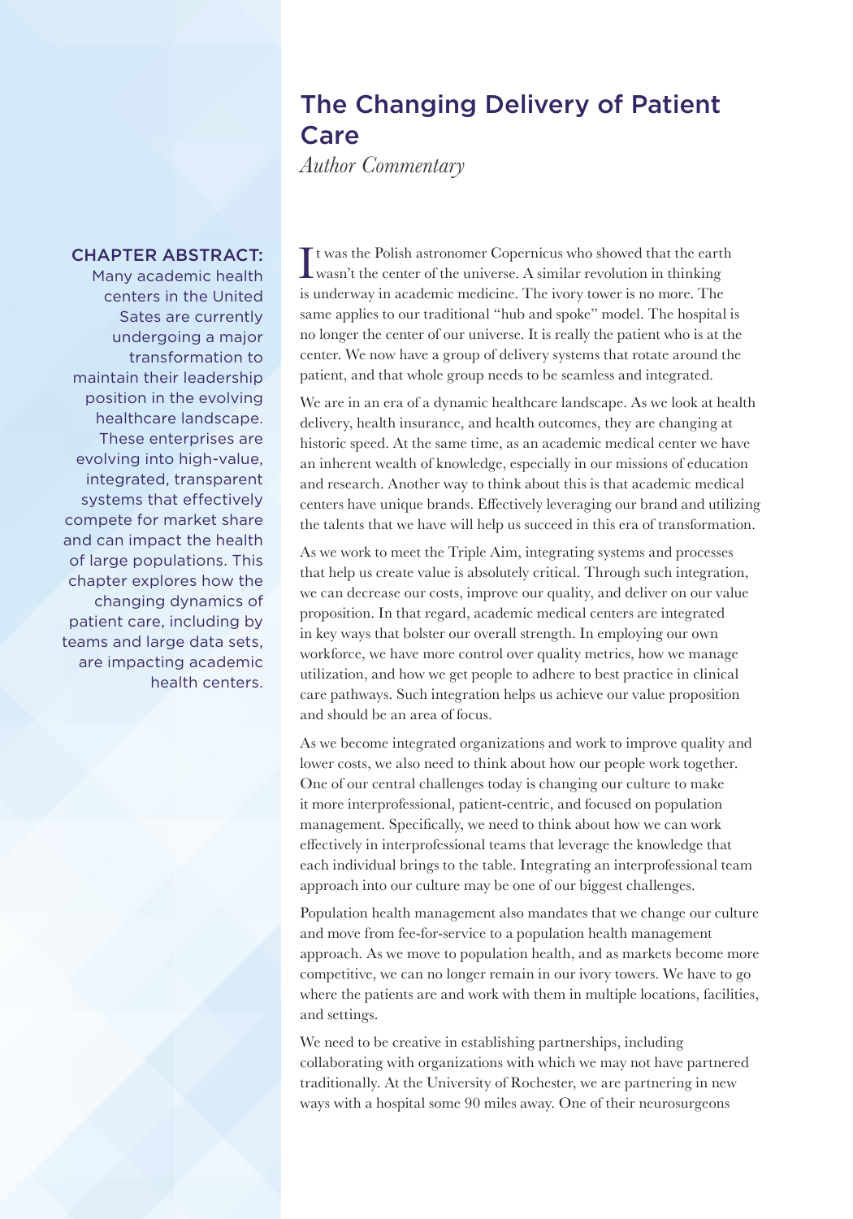# The Changing Delivery of Patient Care

*Author Commentary*

**CHAPTER ABSTRACT:** Many academic health centers in the United Sates are currently undergoing a major transformation to maintain their leadership position in the evolving healthcare landscape. These enterprises are evolving into high-value, integrated, transparent systems that effectively compete for market share and can impact the health of large populations. This chapter explores how the changing dynamics of patient care, including by teams and large data sets, are impacting academic health centers.

It was the Polish astronomer Copernicus who showed that the earth wasn't the center of the universe. A similar revolution in thinking is underway in academic medicine. The ivory tower is no more. The same applies to our traditional "hub and spoke" model. The hospital is no longer the center of our universe. It is really the patient who is at the center. We now have a group of delivery systems that rotate around the patient, and that whole group needs to be seamless and integrated.

We are in an era of a dynamic healthcare landscape. As we look at health delivery, health insurance, and health outcomes, they are changing at historic speed. At the same time, as an academic medical center we have an inherent wealth of knowledge, especially in our missions of education and research. Another way to think about this is that academic medical centers have unique brands. Effectively leveraging our brand and utilizing the talents that we have will help us succeed in this era of transformation.

As we work to meet the Triple Aim, integrating systems and processes that help us create value is absolutely critical. Through such integration, we can decrease our costs, improve our quality, and deliver on our value proposition. In that regard, academic medical centers are integrated in key ways that bolster our overall strength. In employing our own workforce, we have more control over quality metrics, how we manage utilization, and how we get people to adhere to best practice in clinical care pathways. Such integration helps us achieve our value proposition and should be an area of focus.

As we become integrated organizations and work to improve quality and lower costs, we also need to think about how our people work together. One of our central challenges today is changing our culture to make it more interprofessional, patient-centric, and focused on population management. Specifically, we need to think about how we can work effectively in interprofessional teams that leverage the knowledge that each individual brings to the table. Integrating an interprofessional team approach into our culture may be one of our biggest challenges.

Population health management also mandates that we change our culture and move from fee-for-service to a population health management approach. As we move to population health, and as markets become more competitive, we can no longer remain in our ivory towers. We have to go where the patients are and work with them in multiple locations, facilities, and settings.

We need to be creative in establishing partnerships, including collaborating with organizations with which we may not have partnered traditionally. At the University of Rochester, we are partnering in new ways with a hospital some 90 miles away. One of their neurosurgeons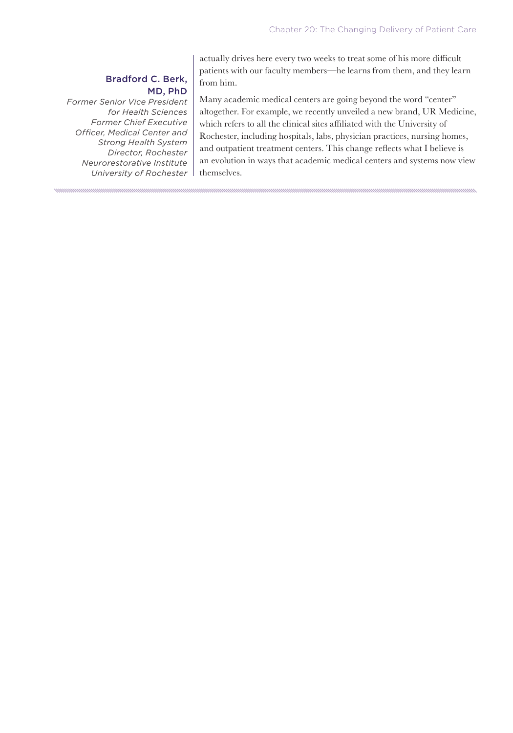**Bradford C. Berk, MD, PhD**

*Former Senior Vice President for Health Sciences*
*Former Chief Executive Officer, Medical Center and Strong Health System*
*Director, Rochester Neurorestorative Institute*
*University of Rochester*

actually drives here every two weeks to treat some of his more difficult patients with our faculty members—he learns from them, and they learn from him.

Many academic medical centers are going beyond the word "center" altogether. For example, we recently unveiled a new brand, UR Medicine, which refers to all the clinical sites affiliated with the University of Rochester, including hospitals, labs, physician practices, nursing homes, and outpatient treatment centers. This change reflects what I believe is an evolution in ways that academic medical centers and systems now view themselves.